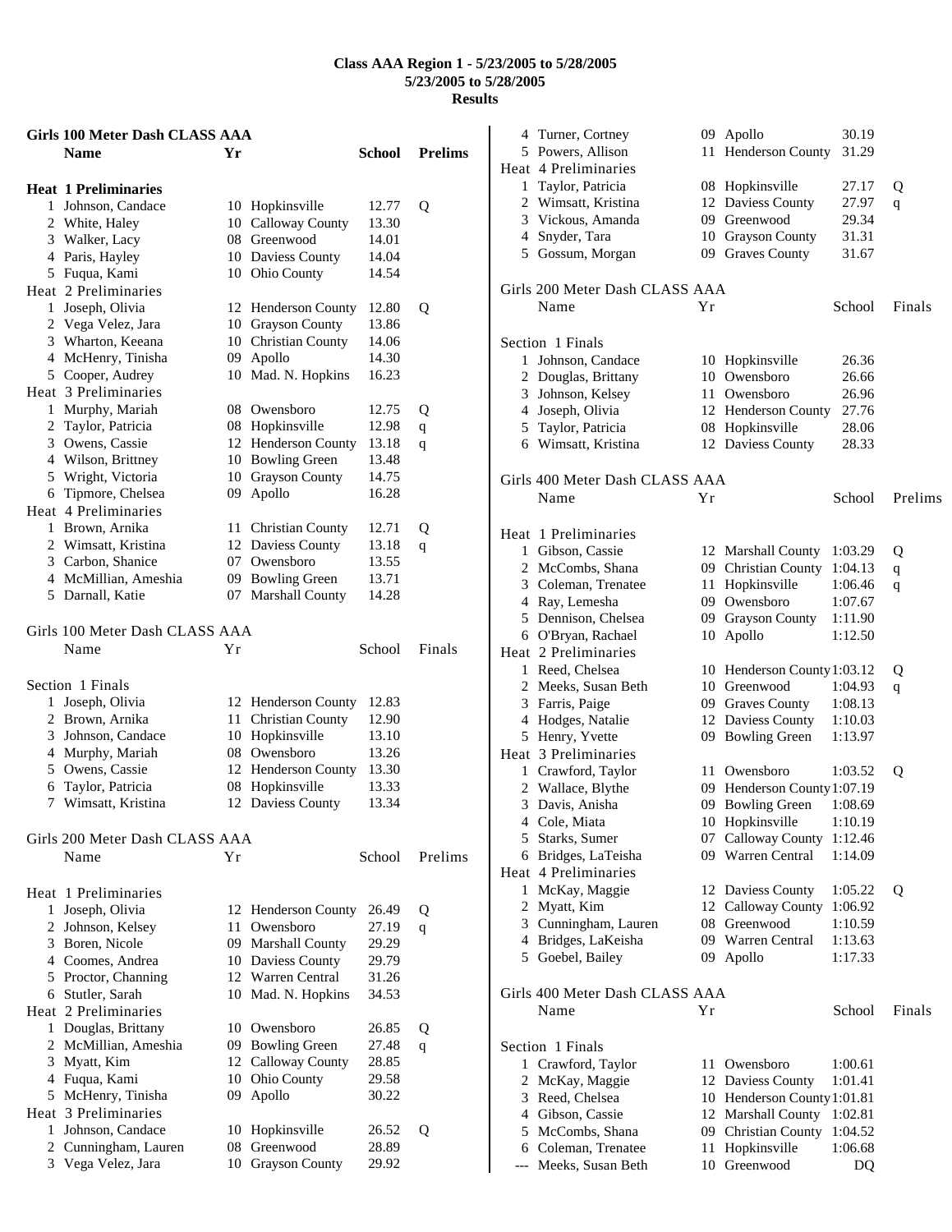# Class AAA Region 1 - 5/23/2005 to 5/28/2005
## 5/23/2005 to 5/28/2005
## Results

### Girls 100 Meter Dash CLASS AAA

| | Name | Yr | School | Prelims | |
|---|---|---|---|---|---|
| **Heat 1 Preliminaries** | | | | | |
| 1 | Johnson, Candace | 10 | Hopkinsville | 12.77 | Q |
| 2 | White, Haley | 10 | Calloway County | 13.30 | |
| 3 | Walker, Lacy | 08 | Greenwood | 14.01 | |
| 4 | Paris, Hayley | 10 | Daviess County | 14.04 | |
| 5 | Fuqua, Kami | 10 | Ohio County | 14.54 | |
| **Heat 2 Preliminaries** | | | | | |
| 1 | Joseph, Olivia | 12 | Henderson County | 12.80 | Q |
| 2 | Vega Velez, Jara | 10 | Grayson County | 13.86 | |
| 3 | Wharton, Keeana | 10 | Christian County | 14.06 | |
| 4 | McHenry, Tinisha | 09 | Apollo | 14.30 | |
| 5 | Cooper, Audrey | 10 | Mad. N. Hopkins | 16.23 | |
| **Heat 3 Preliminaries** | | | | | |
| 1 | Murphy, Mariah | 08 | Owensboro | 12.75 | Q |
| 2 | Taylor, Patricia | 08 | Hopkinsville | 12.98 | q |
| 3 | Owens, Cassie | 12 | Henderson County | 13.18 | q |
| 4 | Wilson, Brittney | 10 | Bowling Green | 13.48 | |
| 5 | Wright, Victoria | 10 | Grayson County | 14.75 | |
| 6 | Tipmore, Chelsea | 09 | Apollo | 16.28 | |
| **Heat 4 Preliminaries** | | | | | |
| 1 | Brown, Arnika | 11 | Christian County | 12.71 | Q |
| 2 | Wimsatt, Kristina | 12 | Daviess County | 13.18 | q |
| 3 | Carbon, Shanice | 07 | Owensboro | 13.55 | |
| 4 | McMillian, Ameshia | 09 | Bowling Green | 13.71 | |
| 5 | Darnall, Katie | 07 | Marshall County | 14.28 | |

### Girls 100 Meter Dash CLASS AAA

| | Name | Yr | School | Finals |
|---|---|---|---|---|
| **Section 1 Finals** | | | | |
| 1 | Joseph, Olivia | 12 | Henderson County | 12.83 |
| 2 | Brown, Arnika | 11 | Christian County | 12.90 |
| 3 | Johnson, Candace | 10 | Hopkinsville | 13.10 |
| 4 | Murphy, Mariah | 08 | Owensboro | 13.26 |
| 5 | Owens, Cassie | 12 | Henderson County | 13.30 |
| 6 | Taylor, Patricia | 08 | Hopkinsville | 13.33 |
| 7 | Wimsatt, Kristina | 12 | Daviess County | 13.34 |

### Girls 200 Meter Dash CLASS AAA

| | Name | Yr | School | Prelims | |
|---|---|---|---|---|---|
| **Heat 1 Preliminaries** | | | | | |
| 1 | Joseph, Olivia | 12 | Henderson County | 26.49 | Q |
| 2 | Johnson, Kelsey | 11 | Owensboro | 27.19 | q |
| 3 | Boren, Nicole | 09 | Marshall County | 29.29 | |
| 4 | Coomes, Andrea | 10 | Daviess County | 29.79 | |
| 5 | Proctor, Channing | 12 | Warren Central | 31.26 | |
| 6 | Stutler, Sarah | 10 | Mad. N. Hopkins | 34.53 | |
| **Heat 2 Preliminaries** | | | | | |
| 1 | Douglas, Brittany | 10 | Owensboro | 26.85 | Q |
| 2 | McMillian, Ameshia | 09 | Bowling Green | 27.48 | q |
| 3 | Myatt, Kim | 12 | Calloway County | 28.85 | |
| 4 | Fuqua, Kami | 10 | Ohio County | 29.58 | |
| 5 | McHenry, Tinisha | 09 | Apollo | 30.22 | |
| **Heat 3 Preliminaries** | | | | | |
| 1 | Johnson, Candace | 10 | Hopkinsville | 26.52 | Q |
| 2 | Cunningham, Lauren | 08 | Greenwood | 28.89 | |
| 3 | Vega Velez, Jara | 10 | Grayson County | 29.92 | |
| 4 | Turner, Cortney | 09 | Apollo | 30.19 | |
| 5 | Powers, Allison | 11 | Henderson County | 31.29 | |
| **Heat 4 Preliminaries** | | | | | |
| 1 | Taylor, Patricia | 08 | Hopkinsville | 27.17 | Q |
| 2 | Wimsatt, Kristina | 12 | Daviess County | 27.97 | q |
| 3 | Vickous, Amanda | 09 | Greenwood | 29.34 | |
| 4 | Snyder, Tara | 10 | Grayson County | 31.31 | |
| 5 | Gossum, Morgan | 09 | Graves County | 31.67 | |

### Girls 200 Meter Dash CLASS AAA

| | Name | Yr | School | Finals |
|---|---|---|---|---|
| **Section 1 Finals** | | | | |
| 1 | Johnson, Candace | 10 | Hopkinsville | 26.36 |
| 2 | Douglas, Brittany | 10 | Owensboro | 26.66 |
| 3 | Johnson, Kelsey | 11 | Owensboro | 26.96 |
| 4 | Joseph, Olivia | 12 | Henderson County | 27.76 |
| 5 | Taylor, Patricia | 08 | Hopkinsville | 28.06 |
| 6 | Wimsatt, Kristina | 12 | Daviess County | 28.33 |

### Girls 400 Meter Dash CLASS AAA

| | Name | Yr | School | Prelims | |
|---|---|---|---|---|---|
| **Heat 1 Preliminaries** | | | | | |
| 1 | Gibson, Cassie | 12 | Marshall County | 1:03.29 | Q |
| 2 | McCombs, Shana | 09 | Christian County | 1:04.13 | q |
| 3 | Coleman, Trenatee | 11 | Hopkinsville | 1:06.46 | q |
| 4 | Ray, Lemesha | 09 | Owensboro | 1:07.67 | |
| 5 | Dennison, Chelsea | 09 | Grayson County | 1:11.90 | |
| 6 | O'Bryan, Rachael | 10 | Apollo | 1:12.50 | |
| **Heat 2 Preliminaries** | | | | | |
| 1 | Reed, Chelsea | 10 | Henderson County | 1:03.12 | Q |
| 2 | Meeks, Susan Beth | 10 | Greenwood | 1:04.93 | q |
| 3 | Farris, Paige | 09 | Graves County | 1:08.13 | |
| 4 | Hodges, Natalie | 12 | Daviess County | 1:10.03 | |
| 5 | Henry, Yvette | 09 | Bowling Green | 1:13.97 | |
| **Heat 3 Preliminaries** | | | | | |
| 1 | Crawford, Taylor | 11 | Owensboro | 1:03.52 | Q |
| 2 | Wallace, Blythe | 09 | Henderson County | 1:07.19 | |
| 3 | Davis, Anisha | 09 | Bowling Green | 1:08.69 | |
| 4 | Cole, Miata | 10 | Hopkinsville | 1:10.19 | |
| 5 | Starks, Sumer | 07 | Calloway County | 1:12.46 | |
| 6 | Bridges, LaTeisha | 09 | Warren Central | 1:14.09 | |
| **Heat 4 Preliminaries** | | | | | |
| 1 | McKay, Maggie | 12 | Daviess County | 1:05.22 | Q |
| 2 | Myatt, Kim | 12 | Calloway County | 1:06.92 | |
| 3 | Cunningham, Lauren | 08 | Greenwood | 1:10.59 | |
| 4 | Bridges, LaKeisha | 09 | Warren Central | 1:13.63 | |
| 5 | Goebel, Bailey | 09 | Apollo | 1:17.33 | |

### Girls 400 Meter Dash CLASS AAA

| | Name | Yr | School | Finals |
|---|---|---|---|---|
| **Section 1 Finals** | | | | |
| 1 | Crawford, Taylor | 11 | Owensboro | 1:00.61 |
| 2 | McKay, Maggie | 12 | Daviess County | 1:01.41 |
| 3 | Reed, Chelsea | 10 | Henderson County | 1:01.81 |
| 4 | Gibson, Cassie | 12 | Marshall County | 1:02.81 |
| 5 | McCombs, Shana | 09 | Christian County | 1:04.52 |
| 6 | Coleman, Trenatee | 11 | Hopkinsville | 1:06.68 |
| --- | Meeks, Susan Beth | 10 | Greenwood | DQ |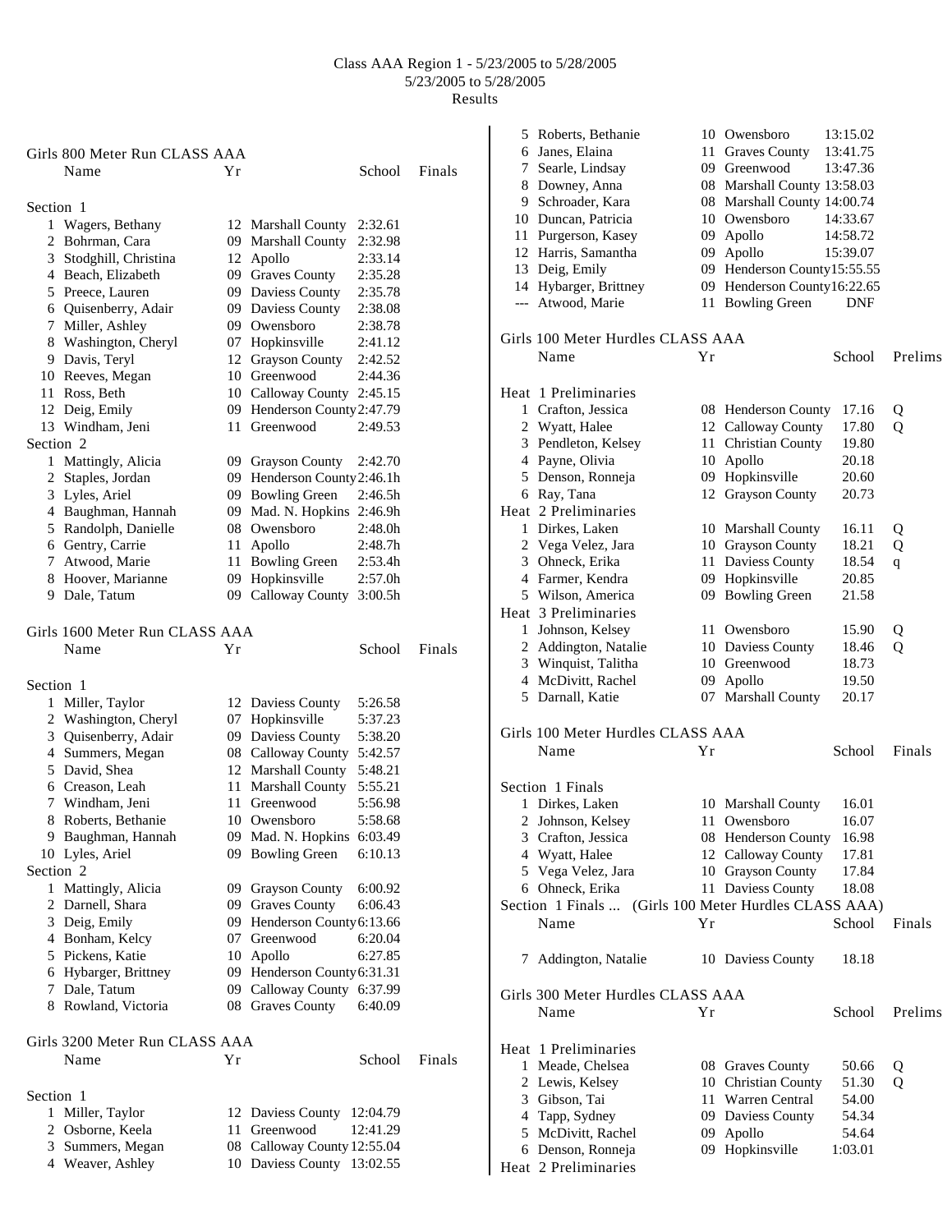# Class AAA Region 1 - 5/23/2005 to 5/28/2005

5/23/2005 to 5/28/2005

Results

## Girls 800 Meter Run CLASS AAA

| | Name | Yr | School | Finals |
|---|---|---|---|---|
| **Section 1** | | | | |
| 1 | Wagers, Bethany | 12 | Marshall County | 2:32.61 |
| 2 | Bohrman, Cara | 09 | Marshall County | 2:32.98 |
| 3 | Stodghill, Christina | 12 | Apollo | 2:33.14 |
| 4 | Beach, Elizabeth | 09 | Graves County | 2:35.28 |
| 5 | Preece, Lauren | 09 | Daviess County | 2:35.78 |
| 6 | Quisenberry, Adair | 09 | Daviess County | 2:38.08 |
| 7 | Miller, Ashley | 09 | Owensboro | 2:38.78 |
| 8 | Washington, Cheryl | 07 | Hopkinsville | 2:41.12 |
| 9 | Davis, Teryl | 12 | Grayson County | 2:42.52 |
| 10 | Reeves, Megan | 10 | Greenwood | 2:44.36 |
| 11 | Ross, Beth | 10 | Calloway County | 2:45.15 |
| 12 | Deig, Emily | 09 | Henderson County | 2:47.79 |
| 13 | Windham, Jeni | 11 | Greenwood | 2:49.53 |
| **Section 2** | | | | |
| 1 | Mattingly, Alicia | 09 | Grayson County | 2:42.70 |
| 2 | Staples, Jordan | 09 | Henderson County | 2:46.1h |
| 3 | Lyles, Ariel | 09 | Bowling Green | 2:46.5h |
| 4 | Baughman, Hannah | 09 | Mad. N. Hopkins | 2:46.9h |
| 5 | Randolph, Danielle | 08 | Owensboro | 2:48.0h |
| 6 | Gentry, Carrie | 11 | Apollo | 2:48.7h |
| 7 | Atwood, Marie | 11 | Bowling Green | 2:53.4h |
| 8 | Hoover, Marianne | 09 | Hopkinsville | 2:57.0h |
| 9 | Dale, Tatum | 09 | Calloway County | 3:00.5h |

## Girls 1600 Meter Run CLASS AAA

| | Name | Yr | School | Finals |
|---|---|---|---|---|
| **Section 1** | | | | |
| 1 | Miller, Taylor | 12 | Daviess County | 5:26.58 |
| 2 | Washington, Cheryl | 07 | Hopkinsville | 5:37.23 |
| 3 | Quisenberry, Adair | 09 | Daviess County | 5:38.20 |
| 4 | Summers, Megan | 08 | Calloway County | 5:42.57 |
| 5 | David, Shea | 12 | Marshall County | 5:48.21 |
| 6 | Creason, Leah | 11 | Marshall County | 5:55.21 |
| 7 | Windham, Jeni | 11 | Greenwood | 5:56.98 |
| 8 | Roberts, Bethanie | 10 | Owensboro | 5:58.68 |
| 9 | Baughman, Hannah | 09 | Mad. N. Hopkins | 6:03.49 |
| 10 | Lyles, Ariel | 09 | Bowling Green | 6:10.13 |
| **Section 2** | | | | |
| 1 | Mattingly, Alicia | 09 | Grayson County | 6:00.92 |
| 2 | Darnell, Shara | 09 | Graves County | 6:06.43 |
| 3 | Deig, Emily | 09 | Henderson County | 6:13.66 |
| 4 | Bonham, Kelcy | 07 | Greenwood | 6:20.04 |
| 5 | Pickens, Katie | 10 | Apollo | 6:27.85 |
| 6 | Hybarger, Brittney | 09 | Henderson County | 6:31.31 |
| 7 | Dale, Tatum | 09 | Calloway County | 6:37.99 |
| 8 | Rowland, Victoria | 08 | Graves County | 6:40.09 |

## Girls 3200 Meter Run CLASS AAA

| | Name | Yr | School | Finals |
|---|---|---|---|---|
| **Section 1** | | | | |
| 1 | Miller, Taylor | 12 | Daviess County | 12:04.79 |
| 2 | Osborne, Keela | 11 | Greenwood | 12:41.29 |
| 3 | Summers, Megan | 08 | Calloway County | 12:55.04 |
| 4 | Weaver, Ashley | 10 | Daviess County | 13:02.55 |
| 5 | Roberts, Bethanie | 10 | Owensboro | 13:15.02 |
| 6 | Janes, Elaina | 11 | Graves County | 13:41.75 |
| 7 | Searle, Lindsay | 09 | Greenwood | 13:47.36 |
| 8 | Downey, Anna | 08 | Marshall County | 13:58.03 |
| 9 | Schroader, Kara | 08 | Marshall County | 14:00.74 |
| 10 | Duncan, Patricia | 10 | Owensboro | 14:33.67 |
| 11 | Purgerson, Kasey | 09 | Apollo | 14:58.72 |
| 12 | Harris, Samantha | 09 | Apollo | 15:39.07 |
| 13 | Deig, Emily | 09 | Henderson County | 15:55.55 |
| 14 | Hybarger, Brittney | 09 | Henderson County | 16:22.65 |
| --- | Atwood, Marie | 11 | Bowling Green | DNF |

## Girls 100 Meter Hurdles CLASS AAA

| | Name | Yr | School | Prelims | |
|---|---|---|---|---|---|
| **Heat 1 Preliminaries** | | | | | |
| 1 | Crafton, Jessica | 08 | Henderson County | 17.16 | Q |
| 2 | Wyatt, Halee | 12 | Calloway County | 17.80 | Q |
| 3 | Pendleton, Kelsey | 11 | Christian County | 19.80 | |
| 4 | Payne, Olivia | 10 | Apollo | 20.18 | |
| 5 | Denson, Ronneja | 09 | Hopkinsville | 20.60 | |
| 6 | Ray, Tana | 12 | Grayson County | 20.73 | |
| **Heat 2 Preliminaries** | | | | | |
| 1 | Dirkes, Laken | 10 | Marshall County | 16.11 | Q |
| 2 | Vega Velez, Jara | 10 | Grayson County | 18.21 | Q |
| 3 | Ohneck, Erika | 11 | Daviess County | 18.54 | q |
| 4 | Farmer, Kendra | 09 | Hopkinsville | 20.85 | |
| 5 | Wilson, America | 09 | Bowling Green | 21.58 | |
| **Heat 3 Preliminaries** | | | | | |
| 1 | Johnson, Kelsey | 11 | Owensboro | 15.90 | Q |
| 2 | Addington, Natalie | 10 | Daviess County | 18.46 | Q |
| 3 | Winquist, Talitha | 10 | Greenwood | 18.73 | |
| 4 | McDivitt, Rachel | 09 | Apollo | 19.50 | |
| 5 | Darnall, Katie | 07 | Marshall County | 20.17 | |

## Girls 100 Meter Hurdles CLASS AAA

| | Name | Yr | School | Finals |
|---|---|---|---|---|
| **Section 1 Finals** | | | | |
| 1 | Dirkes, Laken | 10 | Marshall County | 16.01 |
| 2 | Johnson, Kelsey | 11 | Owensboro | 16.07 |
| 3 | Crafton, Jessica | 08 | Henderson County | 16.98 |
| 4 | Wyatt, Halee | 12 | Calloway County | 17.81 |
| 5 | Vega Velez, Jara | 10 | Grayson County | 17.84 |
| 6 | Ohneck, Erika | 11 | Daviess County | 18.08 |
| 7 | Addington, Natalie | 10 | Daviess County | 18.18 |

## Girls 300 Meter Hurdles CLASS AAA

| | Name | Yr | School | Prelims | |
|---|---|---|---|---|---|
| **Heat 1 Preliminaries** | | | | | |
| 1 | Meade, Chelsea | 08 | Graves County | 50.66 | Q |
| 2 | Lewis, Kelsey | 10 | Christian County | 51.30 | Q |
| 3 | Gibson, Tai | 11 | Warren Central | 54.00 | |
| 4 | Tapp, Sydney | 09 | Daviess County | 54.34 | |
| 5 | McDivitt, Rachel | 09 | Apollo | 54.64 | |
| 6 | Denson, Ronneja | 09 | Hopkinsville | 1:03.01 | |
| **Heat 2 Preliminaries** | | | | | |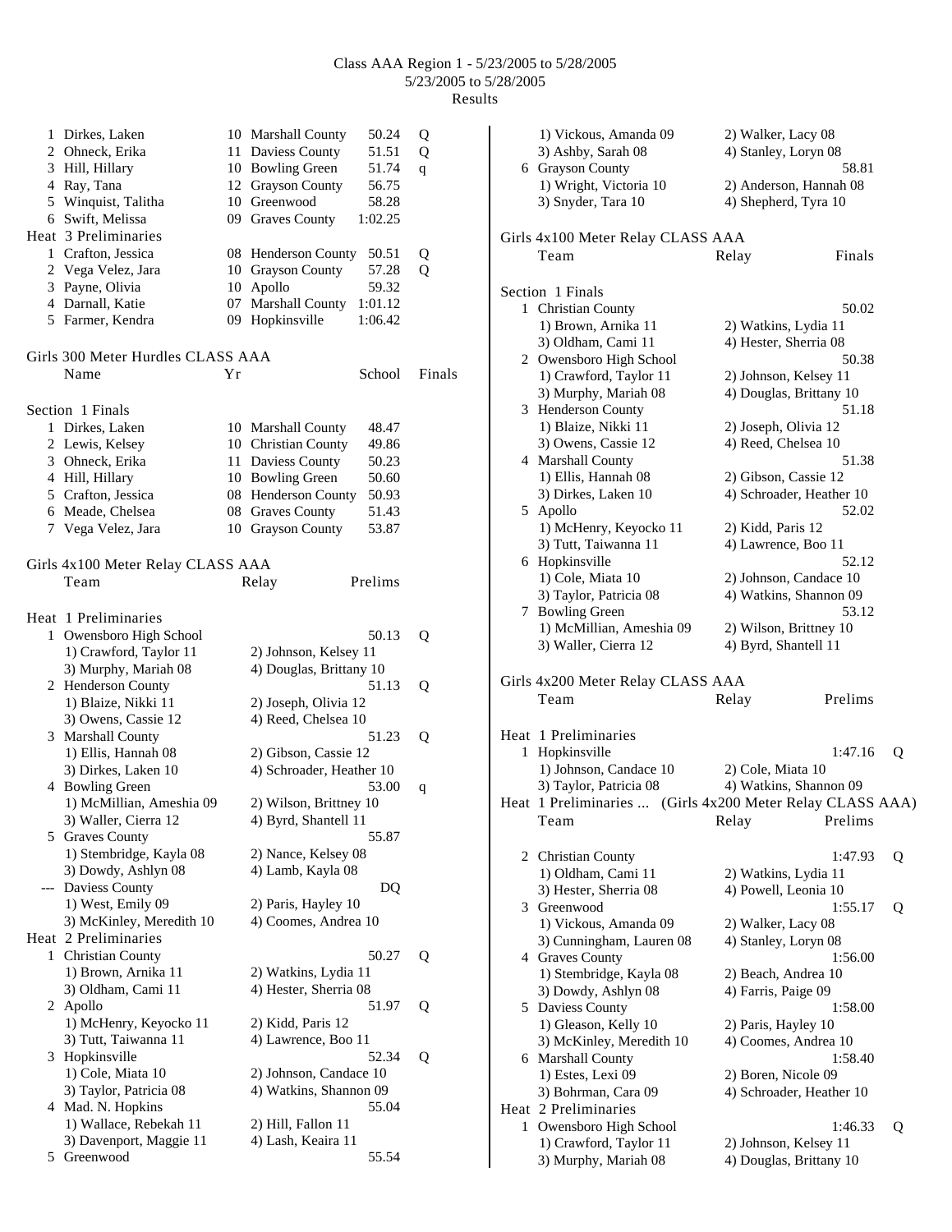Class AAA Region 1 - 5/23/2005 to 5/28/2005
5/23/2005 to 5/28/2005
Results

```
  1 Dirkes, Laken            10 Marshall County     50.24  Q
  2 Ohneck, Erika            11 Daviess County      51.51  Q
  3 Hill, Hillary            10 Bowling Green       51.74  q
  4 Ray, Tana                12 Grayson County      56.75
  5 Winquist, Talitha        10 Greenwood           58.28
  6 Swift, Melissa           09 Graves County     1:02.25
Heat  3 Preliminaries
  1 Crafton, Jessica         08 Henderson County    50.51  Q
  2 Vega Velez, Jara         10 Grayson County      57.28  Q
  3 Payne, Olivia            10 Apollo              59.32
  4 Darnall, Katie           07 Marshall County   1:01.12
  5 Farmer, Kendra           09 Hopkinsville      1:06.42
```

## Girls 300 Meter Hurdles CLASS AAA

```
    Name                    Yr School               Finals

Section  1 Finals
  1 Dirkes, Laken            10 Marshall County     48.47
  2 Lewis, Kelsey            10 Christian County    49.86
  3 Ohneck, Erika            11 Daviess County      50.23
  4 Hill, Hillary            10 Bowling Green       50.60
  5 Crafton, Jessica         08 Henderson County    50.93
  6 Meade, Chelsea           08 Graves County       51.43
  7 Vega Velez, Jara         10 Grayson County      53.87
```

## Girls 4x100 Meter Relay CLASS AAA

```
    Team                       Relay              Prelims

Heat  1 Preliminaries
  1 Owensboro High School                           50.13  Q
     1) Crawford, Taylor 11       2) Johnson, Kelsey 11
     3) Murphy, Mariah 08         4) Douglas, Brittany 10
  2 Henderson County                                51.13  Q
     1) Blaize, Nikki 11          2) Joseph, Olivia 12
     3) Owens, Cassie 12          4) Reed, Chelsea 10
  3 Marshall County                                 51.23  Q
     1) Ellis, Hannah 08          2) Gibson, Cassie 12
     3) Dirkes, Laken 10          4) Schroader, Heather 10
  4 Bowling Green                                   53.00  q
     1) McMillian, Ameshia 09     2) Wilson, Brittney 10
     3) Waller, Cierra 12         4) Byrd, Shantell 11
  5 Graves County                                   55.87
     1) Stembridge, Kayla 08      2) Nance, Kelsey 08
     3) Dowdy, Ashlyn 08          4) Lamb, Kayla 08
 -- Daviess County                                     DQ
     1) West, Emily 09            2) Paris, Hayley 10
     3) McKinley, Meredith 10     4) Coomes, Andrea 10
Heat  2 Preliminaries
  1 Christian County                                50.27  Q
     1) Brown, Arnika 11          2) Watkins, Lydia 11
     3) Oldham, Cami 11           4) Hester, Sherria 08
  2 Apollo                                          51.97  Q
     1) McHenry, Keyocko 11       2) Kidd, Paris 12
     3) Tutt, Taiwanna 11         4) Lawrence, Boo 11
  3 Hopkinsville                                    52.34  Q
     1) Cole, Miata 10            2) Johnson, Candace 10
     3) Taylor, Patricia 08       4) Watkins, Shannon 09
  4 Mad. N. Hopkins                                 55.04
     1) Wallace, Rebekah 11       2) Hill, Fallon 11
     3) Davenport, Maggie 11      4) Lash, Keaira 11
  5 Greenwood                                       55.54
     1) Vickous, Amanda 09        2) Walker, Lacy 08
     3) Ashby, Sarah 08           4) Stanley, Loryn 08
  6 Grayson County                                  58.81
     1) Wright, Victoria 10       2) Anderson, Hannah 08
     3) Snyder, Tara 10           4) Shepherd, Tyra 10
```

## Girls 4x100 Meter Relay CLASS AAA

```
    Team                       Relay               Finals

Section  1 Finals
  1 Christian County                                50.02
     1) Brown, Arnika 11          2) Watkins, Lydia 11
     3) Oldham, Cami 11           4) Hester, Sherria 08
  2 Owensboro High School                           50.38
     1) Crawford, Taylor 11       2) Johnson, Kelsey 11
     3) Murphy, Mariah 08         4) Douglas, Brittany 10
  3 Henderson County                                51.18
     1) Blaize, Nikki 11          2) Joseph, Olivia 12
     3) Owens, Cassie 12          4) Reed, Chelsea 10
  4 Marshall County                                 51.38
     1) Ellis, Hannah 08          2) Gibson, Cassie 12
     3) Dirkes, Laken 10          4) Schroader, Heather 10
  5 Apollo                                          52.02
     1) McHenry, Keyocko 11       2) Kidd, Paris 12
     3) Tutt, Taiwanna 11         4) Lawrence, Boo 11
  6 Hopkinsville                                    52.12
     1) Cole, Miata 10            2) Johnson, Candace 10
     3) Taylor, Patricia 08       4) Watkins, Shannon 09
  7 Bowling Green                                   53.12
     1) McMillian, Ameshia 09     2) Wilson, Brittney 10
     3) Waller, Cierra 12         4) Byrd, Shantell 11
```

## Girls 4x200 Meter Relay CLASS AAA

```
    Team                       Relay              Prelims

Heat  1 Preliminaries
  1 Hopkinsville                                  1:47.16  Q
     1) Johnson, Candace 10       2) Cole, Miata 10
     3) Taylor, Patricia 08       4) Watkins, Shannon 09
Heat  1 Preliminaries ...  (Girls 4x200 Meter Relay CLASS AAA)
    Team                       Relay              Prelims

  2 Christian County                              1:47.93  Q
     1) Oldham, Cami 11           2) Watkins, Lydia 11
     3) Hester, Sherria 08        4) Powell, Leonia 10
  3 Greenwood                                     1:55.17  Q
     1) Vickous, Amanda 09        2) Walker, Lacy 08
     3) Cunningham, Lauren 08     4) Stanley, Loryn 08
  4 Graves County                                 1:56.00
     1) Stembridge, Kayla 08      2) Beach, Andrea 10
     3) Dowdy, Ashlyn 08          4) Farris, Paige 09
  5 Daviess County                                1:58.00
     1) Gleason, Kelly 10         2) Paris, Hayley 10
     3) McKinley, Meredith 10     4) Coomes, Andrea 10
  6 Marshall County                               1:58.40
     1) Estes, Lexi 09            2) Boren, Nicole 09
     3) Bohrman, Cara 09          4) Schroader, Heather 10
Heat  2 Preliminaries
  1 Owensboro High School                         1:46.33  Q
     1) Crawford, Taylor 11       2) Johnson, Kelsey 11
     3) Murphy, Mariah 08         4) Douglas, Brittany 10
```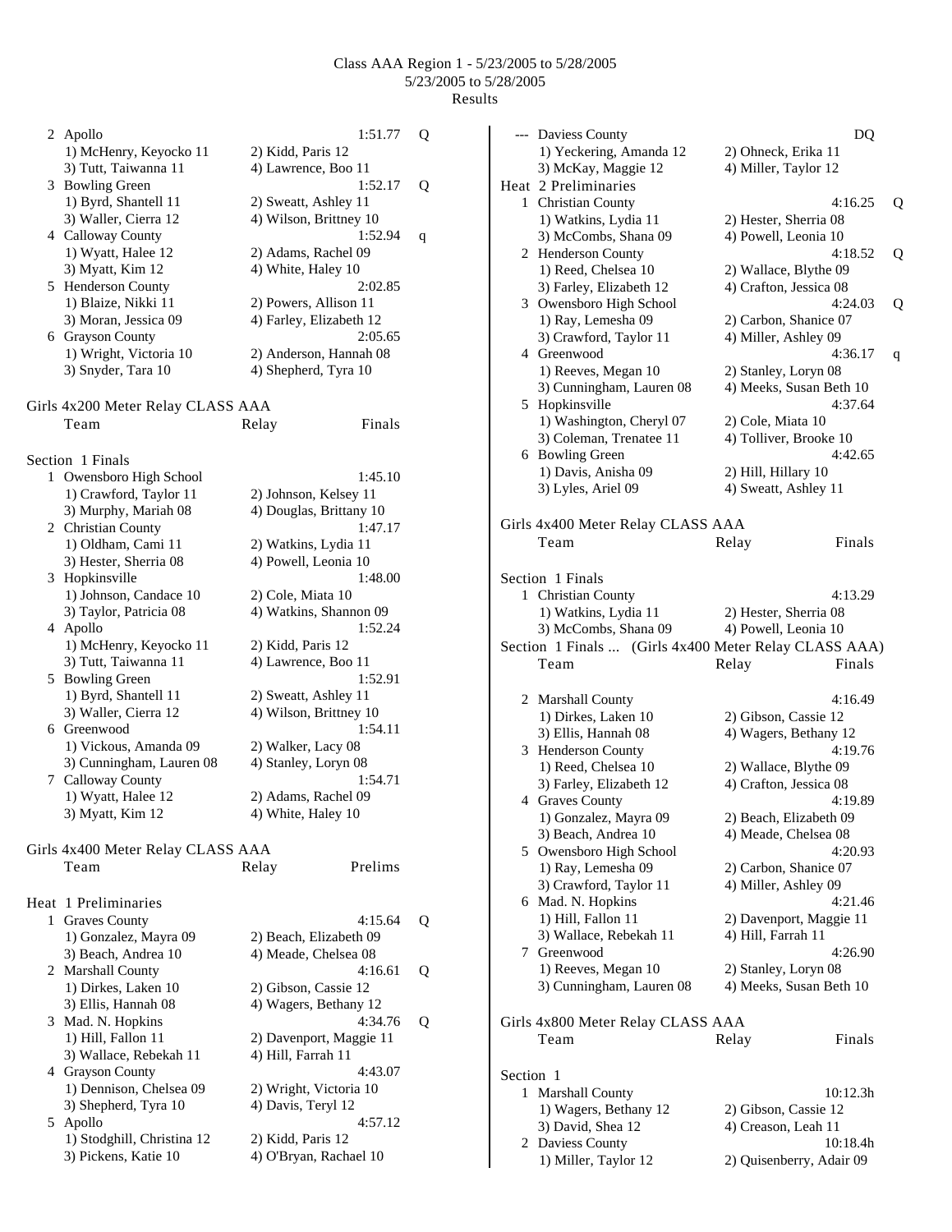Class AAA Region 1 - 5/23/2005 to 5/28/2005
5/23/2005 to 5/28/2005
Results

```
  2 Apollo                                    1:51.77  Q
     1) McHenry, Keyocko 11       2) Kidd, Paris 12
     3) Tutt, Taiwanna 11         4) Lawrence, Boo 11
  3 Bowling Green                             1:52.17  Q
     1) Byrd, Shantell 11         2) Sweatt, Ashley 11
     3) Waller, Cierra 12         4) Wilson, Brittney 10
  4 Calloway County                           1:52.94  q
     1) Wyatt, Halee 12           2) Adams, Rachel 09
     3) Myatt, Kim 12             4) White, Haley 10
  5 Henderson County                          2:02.85
     1) Blaize, Nikki 11          2) Powers, Allison 11
     3) Moran, Jessica 09         4) Farley, Elizabeth 12
  6 Grayson County                            2:05.65
     1) Wright, Victoria 10       2) Anderson, Hannah 08
     3) Snyder, Tara 10           4) Shepherd, Tyra 10
```

## Girls 4x200 Meter Relay CLASS AAA

```
    Team                         Relay              Finals

Section  1 Finals
  1 Owensboro High School                     1:45.10
     1) Crawford, Taylor 11       2) Johnson, Kelsey 11
     3) Murphy, Mariah 08         4) Douglas, Brittany 10
  2 Christian County                          1:47.17
     1) Oldham, Cami 11           2) Watkins, Lydia 11
     3) Hester, Sherria 08        4) Powell, Leonia 10
  3 Hopkinsville                              1:48.00
     1) Johnson, Candace 10       2) Cole, Miata 10
     3) Taylor, Patricia 08       4) Watkins, Shannon 09
  4 Apollo                                    1:52.24
     1) McHenry, Keyocko 11       2) Kidd, Paris 12
     3) Tutt, Taiwanna 11         4) Lawrence, Boo 11
  5 Bowling Green                             1:52.91
     1) Byrd, Shantell 11         2) Sweatt, Ashley 11
     3) Waller, Cierra 12         4) Wilson, Brittney 10
  6 Greenwood                                 1:54.11
     1) Vickous, Amanda 09        2) Walker, Lacy 08
     3) Cunningham, Lauren 08     4) Stanley, Loryn 08
  7 Calloway County                           1:54.71
     1) Wyatt, Halee 12           2) Adams, Rachel 09
     3) Myatt, Kim 12             4) White, Haley 10
```

## Girls 4x400 Meter Relay CLASS AAA

```
    Team                         Relay              Prelims

Heat  1 Preliminaries
  1 Graves County                             4:15.64  Q
     1) Gonzalez, Mayra 09        2) Beach, Elizabeth 09
     3) Beach, Andrea 10          4) Meade, Chelsea 08
  2 Marshall County                           4:16.61  Q
     1) Dirkes, Laken 10          2) Gibson, Cassie 12
     3) Ellis, Hannah 08          4) Wagers, Bethany 12
  3 Mad. N. Hopkins                           4:34.76  Q
     1) Hill, Fallon 11           2) Davenport, Maggie 11
     3) Wallace, Rebekah 11       4) Hill, Farrah 11
  4 Grayson County                            4:43.07
     1) Dennison, Chelsea 09      2) Wright, Victoria 10
     3) Shepherd, Tyra 10         4) Davis, Teryl 12
  5 Apollo                                    4:57.12
     1) Stodghill, Christina 12   2) Kidd, Paris 12
     3) Pickens, Katie 10         4) O'Bryan, Rachael 10
 -- Daviess County                            DQ
     1) Yeckering, Amanda 12      2) Ohneck, Erika 11
     3) McKay, Maggie 12          4) Miller, Taylor 12
Heat  2 Preliminaries
  1 Christian County                          4:16.25  Q
     1) Watkins, Lydia 11         2) Hester, Sherria 08
     3) McCombs, Shana 09         4) Powell, Leonia 10
  2 Henderson County                          4:18.52  Q
     1) Reed, Chelsea 10          2) Wallace, Blythe 09
     3) Farley, Elizabeth 12      4) Crafton, Jessica 08
  3 Owensboro High School                     4:24.03  Q
     1) Ray, Lemesha 09           2) Carbon, Shanice 07
     3) Crawford, Taylor 11       4) Miller, Ashley 09
  4 Greenwood                                 4:36.17  q
     1) Reeves, Megan 10          2) Stanley, Loryn 08
     3) Cunningham, Lauren 08     4) Meeks, Susan Beth 10
  5 Hopkinsville                              4:37.64
     1) Washington, Cheryl 07     2) Cole, Miata 10
     3) Coleman, Trenatee 11      4) Tolliver, Brooke 10
  6 Bowling Green                             4:42.65
     1) Davis, Anisha 09          2) Hill, Hillary 10
     3) Lyles, Ariel 09           4) Sweatt, Ashley 11
```

## Girls 4x400 Meter Relay CLASS AAA

```
    Team                         Relay              Finals

Section  1 Finals
  1 Christian County                          4:13.29
     1) Watkins, Lydia 11         2) Hester, Sherria 08
     3) McCombs, Shana 09         4) Powell, Leonia 10
Section  1 Finals ...  (Girls 4x400 Meter Relay CLASS AAA)
    Team                         Relay              Finals

  2 Marshall County                           4:16.49
     1) Dirkes, Laken 10          2) Gibson, Cassie 12
     3) Ellis, Hannah 08          4) Wagers, Bethany 12
  3 Henderson County                          4:19.76
     1) Reed, Chelsea 10          2) Wallace, Blythe 09
     3) Farley, Elizabeth 12      4) Crafton, Jessica 08
  4 Graves County                             4:19.89
     1) Gonzalez, Mayra 09        2) Beach, Elizabeth 09
     3) Beach, Andrea 10          4) Meade, Chelsea 08
  5 Owensboro High School                     4:20.93
     1) Ray, Lemesha 09           2) Carbon, Shanice 07
     3) Crawford, Taylor 11       4) Miller, Ashley 09
  6 Mad. N. Hopkins                           4:21.46
     1) Hill, Fallon 11           2) Davenport, Maggie 11
     3) Wallace, Rebekah 11       4) Hill, Farrah 11
  7 Greenwood                                 4:26.90
     1) Reeves, Megan 10          2) Stanley, Loryn 08
     3) Cunningham, Lauren 08     4) Meeks, Susan Beth 10
```

## Girls 4x800 Meter Relay CLASS AAA

```
    Team                         Relay              Finals

Section  1
  1 Marshall County                           10:12.3h
     1) Wagers, Bethany 12        2) Gibson, Cassie 12
     3) David, Shea 12            4) Creason, Leah 11
  2 Daviess County                            10:18.4h
     1) Miller, Taylor 12         2) Quisenberry, Adair 09
```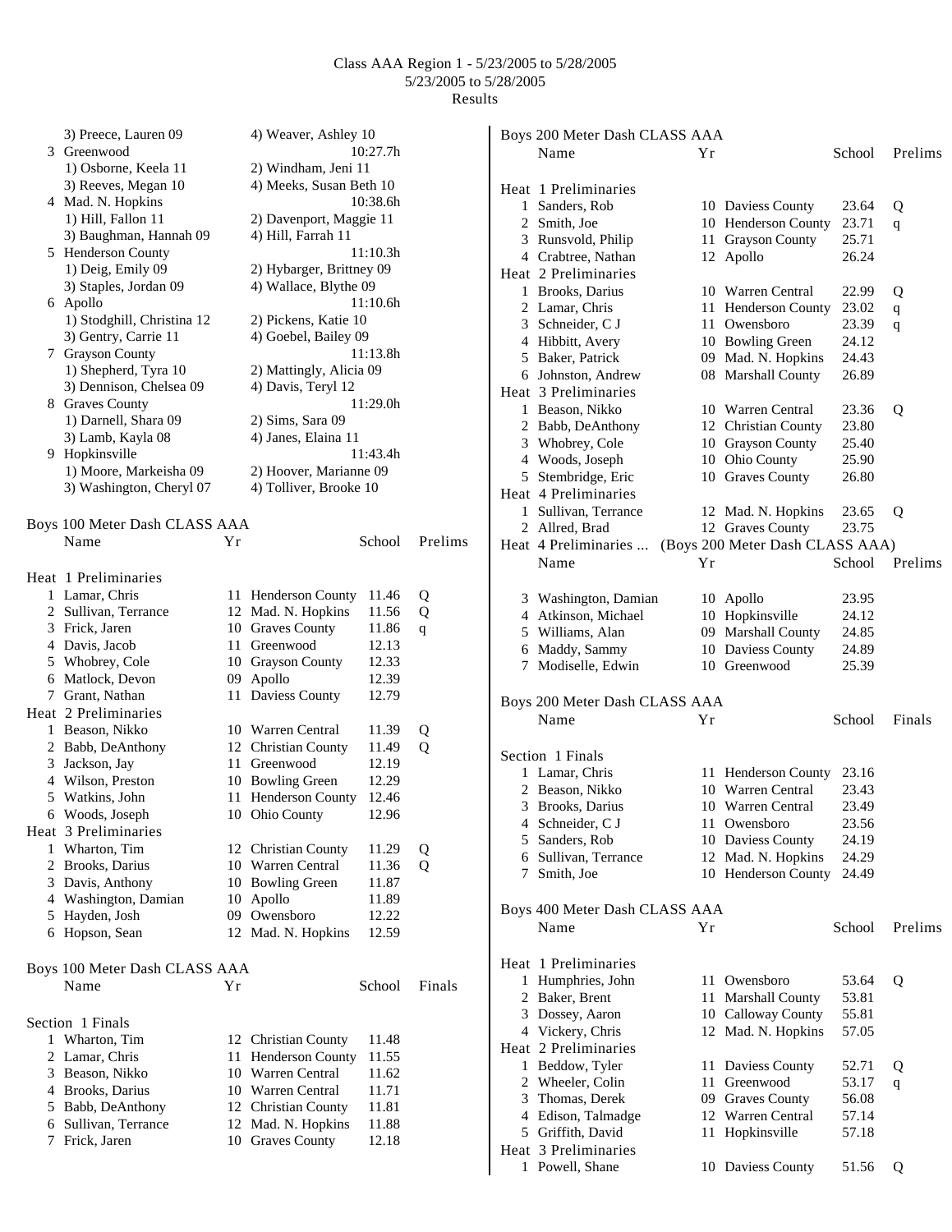Class AAA Region 1 - 5/23/2005 to 5/28/2005
5/23/2005 to 5/28/2005
Results

3) Preece, Lauren 09 — 4) Weaver, Ashley 10

3 Greenwood — 10:27.7h
1) Osborne, Keela 11 — 2) Windham, Jeni 11
3) Reeves, Megan 10 — 4) Meeks, Susan Beth 10

4 Mad. N. Hopkins — 10:38.6h
1) Hill, Fallon 11 — 2) Davenport, Maggie 11
3) Baughman, Hannah 09 — 4) Hill, Farrah 11

5 Henderson County — 11:10.3h
1) Deig, Emily 09 — 2) Hybarger, Brittney 09
3) Staples, Jordan 09 — 4) Wallace, Blythe 09

6 Apollo — 11:10.6h
1) Stodghill, Christina 12 — 2) Pickens, Katie 10
3) Gentry, Carrie 11 — 4) Goebel, Bailey 09

7 Grayson County — 11:13.8h
1) Shepherd, Tyra 10 — 2) Mattingly, Alicia 09
3) Dennison, Chelsea 09 — 4) Davis, Teryl 12

8 Graves County — 11:29.0h
1) Darnell, Shara 09 — 2) Sims, Sara 09
3) Lamb, Kayla 08 — 4) Janes, Elaina 11

9 Hopkinsville — 11:43.4h
1) Moore, Markeisha 09 — 2) Hoover, Marianne 09
3) Washington, Cheryl 07 — 4) Tolliver, Brooke 10

## Boys 100 Meter Dash CLASS AAA

| | Name | Yr | School | Prelims | |
|---|---|---|---|---|---|
| **Heat 1 Preliminaries** | | | | | |
| 1 | Lamar, Chris | 11 | Henderson County | 11.46 | Q |
| 2 | Sullivan, Terrance | 12 | Mad. N. Hopkins | 11.56 | Q |
| 3 | Frick, Jaren | 10 | Graves County | 11.86 | q |
| 4 | Davis, Jacob | 11 | Greenwood | 12.13 | |
| 5 | Whobrey, Cole | 10 | Grayson County | 12.33 | |
| 6 | Matlock, Devon | 09 | Apollo | 12.39 | |
| 7 | Grant, Nathan | 11 | Daviess County | 12.79 | |
| **Heat 2 Preliminaries** | | | | | |
| 1 | Beason, Nikko | 10 | Warren Central | 11.39 | Q |
| 2 | Babb, DeAnthony | 12 | Christian County | 11.49 | Q |
| 3 | Jackson, Jay | 11 | Greenwood | 12.19 | |
| 4 | Wilson, Preston | 10 | Bowling Green | 12.29 | |
| 5 | Watkins, John | 11 | Henderson County | 12.46 | |
| 6 | Woods, Joseph | 10 | Ohio County | 12.96 | |
| **Heat 3 Preliminaries** | | | | | |
| 1 | Wharton, Tim | 12 | Christian County | 11.29 | Q |
| 2 | Brooks, Darius | 10 | Warren Central | 11.36 | Q |
| 3 | Davis, Anthony | 10 | Bowling Green | 11.87 | |
| 4 | Washington, Damian | 10 | Apollo | 11.89 | |
| 5 | Hayden, Josh | 09 | Owensboro | 12.22 | |
| 6 | Hopson, Sean | 12 | Mad. N. Hopkins | 12.59 | |

## Boys 100 Meter Dash CLASS AAA

| | Name | Yr | School | Finals |
|---|---|---|---|---|
| **Section 1 Finals** | | | | |
| 1 | Wharton, Tim | 12 | Christian County | 11.48 |
| 2 | Lamar, Chris | 11 | Henderson County | 11.55 |
| 3 | Beason, Nikko | 10 | Warren Central | 11.62 |
| 4 | Brooks, Darius | 10 | Warren Central | 11.71 |
| 5 | Babb, DeAnthony | 12 | Christian County | 11.81 |
| 6 | Sullivan, Terrance | 12 | Mad. N. Hopkins | 11.88 |
| 7 | Frick, Jaren | 10 | Graves County | 12.18 |

## Boys 200 Meter Dash CLASS AAA

| | Name | Yr | School | Prelims | |
|---|---|---|---|---|---|
| **Heat 1 Preliminaries** | | | | | |
| 1 | Sanders, Rob | 10 | Daviess County | 23.64 | Q |
| 2 | Smith, Joe | 10 | Henderson County | 23.71 | q |
| 3 | Runsvold, Philip | 11 | Grayson County | 25.71 | |
| 4 | Crabtree, Nathan | 12 | Apollo | 26.24 | |
| **Heat 2 Preliminaries** | | | | | |
| 1 | Brooks, Darius | 10 | Warren Central | 22.99 | Q |
| 2 | Lamar, Chris | 11 | Henderson County | 23.02 | q |
| 3 | Schneider, C J | 11 | Owensboro | 23.39 | q |
| 4 | Hibbitt, Avery | 10 | Bowling Green | 24.12 | |
| 5 | Baker, Patrick | 09 | Mad. N. Hopkins | 24.43 | |
| 6 | Johnston, Andrew | 08 | Marshall County | 26.89 | |
| **Heat 3 Preliminaries** | | | | | |
| 1 | Beason, Nikko | 10 | Warren Central | 23.36 | Q |
| 2 | Babb, DeAnthony | 12 | Christian County | 23.80 | |
| 3 | Whobrey, Cole | 10 | Grayson County | 25.40 | |
| 4 | Woods, Joseph | 10 | Ohio County | 25.90 | |
| 5 | Stembridge, Eric | 10 | Graves County | 26.80 | |
| **Heat 4 Preliminaries** | | | | | |
| 1 | Sullivan, Terrance | 12 | Mad. N. Hopkins | 23.65 | Q |
| 2 | Allred, Brad | 12 | Graves County | 23.75 | |
| 3 | Washington, Damian | 10 | Apollo | 23.95 | |
| 4 | Atkinson, Michael | 10 | Hopkinsville | 24.12 | |
| 5 | Williams, Alan | 09 | Marshall County | 24.85 | |
| 6 | Maddy, Sammy | 10 | Daviess County | 24.89 | |
| 7 | Modiselle, Edwin | 10 | Greenwood | 25.39 | |

## Boys 200 Meter Dash CLASS AAA

| | Name | Yr | School | Finals |
|---|---|---|---|---|
| **Section 1 Finals** | | | | |
| 1 | Lamar, Chris | 11 | Henderson County | 23.16 |
| 2 | Beason, Nikko | 10 | Warren Central | 23.43 |
| 3 | Brooks, Darius | 10 | Warren Central | 23.49 |
| 4 | Schneider, C J | 11 | Owensboro | 23.56 |
| 5 | Sanders, Rob | 10 | Daviess County | 24.19 |
| 6 | Sullivan, Terrance | 12 | Mad. N. Hopkins | 24.29 |
| 7 | Smith, Joe | 10 | Henderson County | 24.49 |

## Boys 400 Meter Dash CLASS AAA

| | Name | Yr | School | Prelims | |
|---|---|---|---|---|---|
| **Heat 1 Preliminaries** | | | | | |
| 1 | Humphries, John | 11 | Owensboro | 53.64 | Q |
| 2 | Baker, Brent | 11 | Marshall County | 53.81 | |
| 3 | Dossey, Aaron | 10 | Calloway County | 55.81 | |
| 4 | Vickery, Chris | 12 | Mad. N. Hopkins | 57.05 | |
| **Heat 2 Preliminaries** | | | | | |
| 1 | Beddow, Tyler | 11 | Daviess County | 52.71 | Q |
| 2 | Wheeler, Colin | 11 | Greenwood | 53.17 | q |
| 3 | Thomas, Derek | 09 | Graves County | 56.08 | |
| 4 | Edison, Talmadge | 12 | Warren Central | 57.14 | |
| 5 | Griffith, David | 11 | Hopkinsville | 57.18 | |
| **Heat 3 Preliminaries** | | | | | |
| 1 | Powell, Shane | 10 | Daviess County | 51.56 | Q |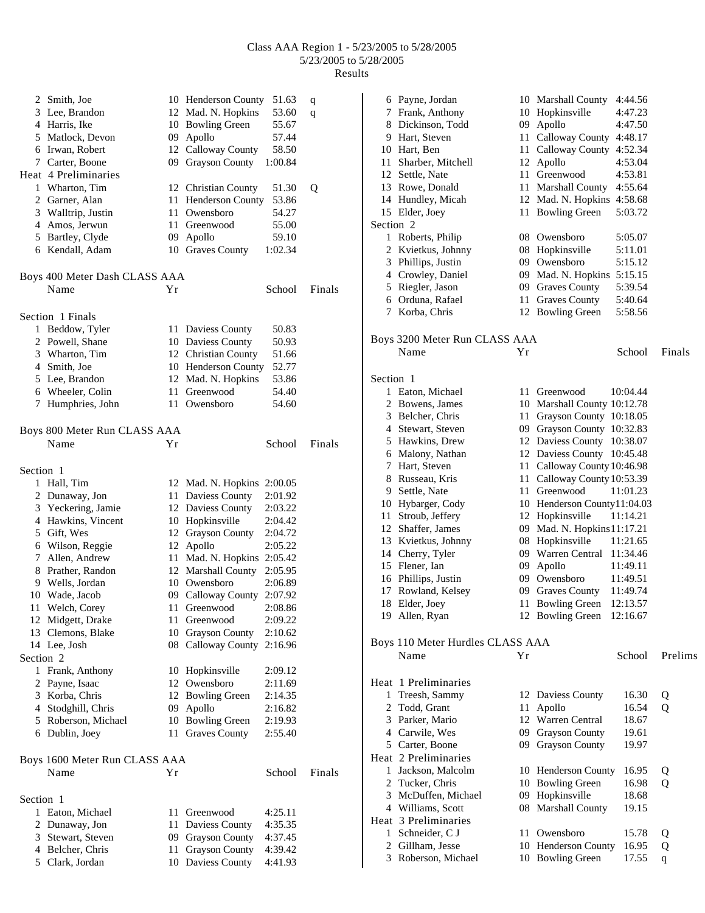# Class AAA Region 1 - 5/23/2005 to 5/28/2005

5/23/2005 to 5/28/2005

Results

| Place | Name | Yr | School | Prelims | |
|---|---|---|---|---|---|
| 2 | Smith, Joe | 10 | Henderson County | 51.63 | q |
| 3 | Lee, Brandon | 12 | Mad. N. Hopkins | 53.60 | q |
| 4 | Harris, Ike | 10 | Bowling Green | 55.67 | |
| 5 | Matlock, Devon | 09 | Apollo | 57.44 | |
| 6 | Irwan, Robert | 12 | Calloway County | 58.50 | |
| 7 | Carter, Boone | 09 | Grayson County | 1:00.84 | |

Heat 4 Preliminaries

| Place | Name | Yr | School | Prelims | |
|---|---|---|---|---|---|
| 1 | Wharton, Tim | 12 | Christian County | 51.30 | Q |
| 2 | Garner, Alan | 11 | Henderson County | 53.86 | |
| 3 | Walltrip, Justin | 11 | Owensboro | 54.27 | |
| 4 | Amos, Jerwun | 11 | Greenwood | 55.00 | |
| 5 | Bartley, Clyde | 09 | Apollo | 59.10 | |
| 6 | Kendall, Adam | 10 | Graves County | 1:02.34 | |

## Boys 400 Meter Dash CLASS AAA

Section 1 Finals

| Place | Name | Yr | School | Finals |
|---|---|---|---|---|
| 1 | Beddow, Tyler | 11 | Daviess County | 50.83 |
| 2 | Powell, Shane | 10 | Daviess County | 50.93 |
| 3 | Wharton, Tim | 12 | Christian County | 51.66 |
| 4 | Smith, Joe | 10 | Henderson County | 52.77 |
| 5 | Lee, Brandon | 12 | Mad. N. Hopkins | 53.86 |
| 6 | Wheeler, Colin | 11 | Greenwood | 54.40 |
| 7 | Humphries, John | 11 | Owensboro | 54.60 |

## Boys 800 Meter Run CLASS AAA

Section 1

| Place | Name | Yr | School | Finals |
|---|---|---|---|---|
| 1 | Hall, Tim | 12 | Mad. N. Hopkins | 2:00.05 |
| 2 | Dunaway, Jon | 11 | Daviess County | 2:01.92 |
| 3 | Yeckering, Jamie | 12 | Daviess County | 2:03.22 |
| 4 | Hawkins, Vincent | 10 | Hopkinsville | 2:04.42 |
| 5 | Gift, Wes | 12 | Grayson County | 2:04.72 |
| 6 | Wilson, Reggie | 12 | Apollo | 2:05.22 |
| 7 | Allen, Andrew | 11 | Mad. N. Hopkins | 2:05.42 |
| 8 | Prather, Randon | 12 | Marshall County | 2:05.95 |
| 9 | Wells, Jordan | 10 | Owensboro | 2:06.89 |
| 10 | Wade, Jacob | 09 | Calloway County | 2:07.92 |
| 11 | Welch, Corey | 11 | Greenwood | 2:08.86 |
| 12 | Midgett, Drake | 11 | Greenwood | 2:09.22 |
| 13 | Clemons, Blake | 10 | Grayson County | 2:10.62 |
| 14 | Lee, Josh | 08 | Calloway County | 2:16.96 |

Section 2

| Place | Name | Yr | School | Finals |
|---|---|---|---|---|
| 1 | Frank, Anthony | 10 | Hopkinsville | 2:09.12 |
| 2 | Payne, Isaac | 12 | Owensboro | 2:11.69 |
| 3 | Korba, Chris | 12 | Bowling Green | 2:14.35 |
| 4 | Stodghill, Chris | 09 | Apollo | 2:16.82 |
| 5 | Roberson, Michael | 10 | Bowling Green | 2:19.93 |
| 6 | Dublin, Joey | 11 | Graves County | 2:55.40 |

## Boys 1600 Meter Run CLASS AAA

Section 1

| Place | Name | Yr | School | Finals |
|---|---|---|---|---|
| 1 | Eaton, Michael | 11 | Greenwood | 4:25.11 |
| 2 | Dunaway, Jon | 11 | Daviess County | 4:35.35 |
| 3 | Stewart, Steven | 09 | Grayson County | 4:37.45 |
| 4 | Belcher, Chris | 11 | Grayson County | 4:39.42 |
| 5 | Clark, Jordan | 10 | Daviess County | 4:41.93 |
| 6 | Payne, Jordan | 10 | Marshall County | 4:44.56 |
| 7 | Frank, Anthony | 10 | Hopkinsville | 4:47.23 |
| 8 | Dickinson, Todd | 09 | Apollo | 4:47.50 |
| 9 | Hart, Steven | 11 | Calloway County | 4:48.17 |
| 10 | Hart, Ben | 11 | Calloway County | 4:52.34 |
| 11 | Sharber, Mitchell | 12 | Apollo | 4:53.04 |
| 12 | Settle, Nate | 11 | Greenwood | 4:53.81 |
| 13 | Rowe, Donald | 11 | Marshall County | 4:55.64 |
| 14 | Hundley, Micah | 12 | Mad. N. Hopkins | 4:58.68 |
| 15 | Elder, Joey | 11 | Bowling Green | 5:03.72 |

Section 2

| Place | Name | Yr | School | Finals |
|---|---|---|---|---|
| 1 | Roberts, Philip | 08 | Owensboro | 5:05.07 |
| 2 | Kvietkus, Johnny | 08 | Hopkinsville | 5:11.01 |
| 3 | Phillips, Justin | 09 | Owensboro | 5:15.12 |
| 4 | Crowley, Daniel | 09 | Mad. N. Hopkins | 5:15.15 |
| 5 | Riegler, Jason | 09 | Graves County | 5:39.54 |
| 6 | Orduna, Rafael | 11 | Graves County | 5:40.64 |
| 7 | Korba, Chris | 12 | Bowling Green | 5:58.56 |

## Boys 3200 Meter Run CLASS AAA

Section 1

| Place | Name | Yr | School | Finals |
|---|---|---|---|---|
| 1 | Eaton, Michael | 11 | Greenwood | 10:04.44 |
| 2 | Bowens, James | 10 | Marshall County | 10:12.78 |
| 3 | Belcher, Chris | 11 | Grayson County | 10:18.05 |
| 4 | Stewart, Steven | 09 | Grayson County | 10:32.83 |
| 5 | Hawkins, Drew | 12 | Daviess County | 10:38.07 |
| 6 | Malony, Nathan | 12 | Daviess County | 10:45.48 |
| 7 | Hart, Steven | 11 | Calloway County | 10:46.98 |
| 8 | Russeau, Kris | 11 | Calloway County | 10:53.39 |
| 9 | Settle, Nate | 11 | Greenwood | 11:01.23 |
| 10 | Hybarger, Cody | 10 | Henderson County | 11:04.03 |
| 11 | Stroub, Jeffery | 12 | Hopkinsville | 11:14.21 |
| 12 | Shaffer, James | 09 | Mad. N. Hopkins | 11:17.21 |
| 13 | Kvietkus, Johnny | 08 | Hopkinsville | 11:21.65 |
| 14 | Cherry, Tyler | 09 | Warren Central | 11:34.46 |
| 15 | Flener, Ian | 09 | Apollo | 11:49.11 |
| 16 | Phillips, Justin | 09 | Owensboro | 11:49.51 |
| 17 | Rowland, Kelsey | 09 | Graves County | 11:49.74 |
| 18 | Elder, Joey | 11 | Bowling Green | 12:13.57 |
| 19 | Allen, Ryan | 12 | Bowling Green | 12:16.67 |

## Boys 110 Meter Hurdles CLASS AAA

Heat 1 Preliminaries

| Place | Name | Yr | School | Prelims | |
|---|---|---|---|---|---|
| 1 | Treesh, Sammy | 12 | Daviess County | 16.30 | Q |
| 2 | Todd, Grant | 11 | Apollo | 16.54 | Q |
| 3 | Parker, Mario | 12 | Warren Central | 18.67 | |
| 4 | Carwile, Wes | 09 | Grayson County | 19.61 | |
| 5 | Carter, Boone | 09 | Grayson County | 19.97 | |

Heat 2 Preliminaries

| Place | Name | Yr | School | Prelims | |
|---|---|---|---|---|---|
| 1 | Jackson, Malcolm | 10 | Henderson County | 16.95 | Q |
| 2 | Tucker, Chris | 10 | Bowling Green | 16.98 | Q |
| 3 | McDuffen, Michael | 09 | Hopkinsville | 18.68 | |
| 4 | Williams, Scott | 08 | Marshall County | 19.15 | |

Heat 3 Preliminaries

| Place | Name | Yr | School | Prelims | |
|---|---|---|---|---|---|
| 1 | Schneider, C J | 11 | Owensboro | 15.78 | Q |
| 2 | Gillham, Jesse | 10 | Henderson County | 16.95 | Q |
| 3 | Roberson, Michael | 10 | Bowling Green | 17.55 | q |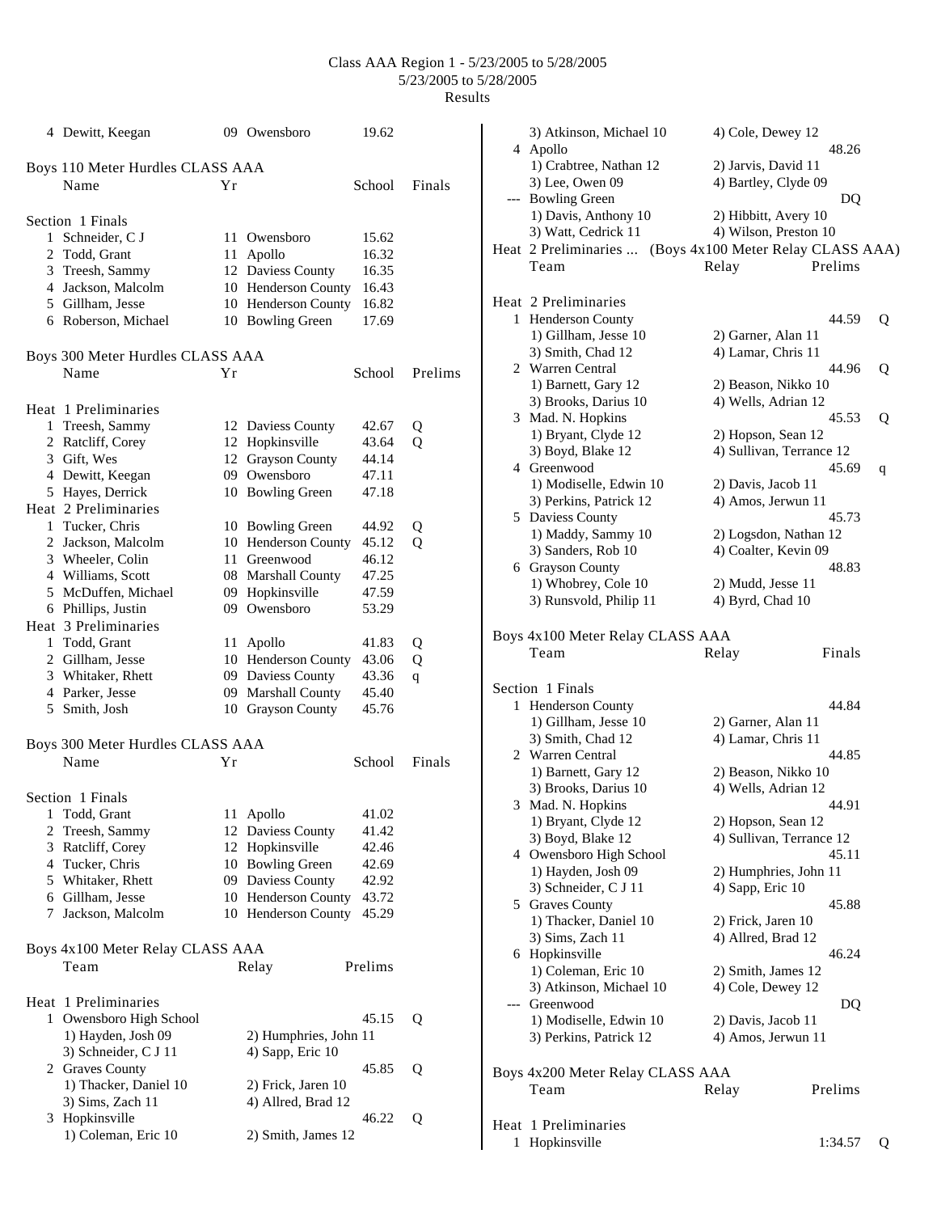Class AAA Region 1 - 5/23/2005 to 5/28/2005
5/23/2005 to 5/28/2005
Results

| | Name | Yr | School | Finals |
|---|---|---|---|---|
| 4 | Dewitt, Keegan | 09 | Owensboro | 19.62 |

## Boys 110 Meter Hurdles CLASS AAA

| | Name | Yr | School | Finals |
|---|---|---|---|---|
| **Section 1 Finals** | | | | |
| 1 | Schneider, C J | 11 | Owensboro | 15.62 |
| 2 | Todd, Grant | 11 | Apollo | 16.32 |
| 3 | Treesh, Sammy | 12 | Daviess County | 16.35 |
| 4 | Jackson, Malcolm | 10 | Henderson County | 16.43 |
| 5 | Gillham, Jesse | 10 | Henderson County | 16.82 |
| 6 | Roberson, Michael | 10 | Bowling Green | 17.69 |

## Boys 300 Meter Hurdles CLASS AAA

| | Name | Yr | School | Prelims | |
|---|---|---|---|---|---|
| **Heat 1 Preliminaries** | | | | | |
| 1 | Treesh, Sammy | 12 | Daviess County | 42.67 | Q |
| 2 | Ratcliff, Corey | 12 | Hopkinsville | 43.64 | Q |
| 3 | Gift, Wes | 12 | Grayson County | 44.14 | |
| 4 | Dewitt, Keegan | 09 | Owensboro | 47.11 | |
| 5 | Hayes, Derrick | 10 | Bowling Green | 47.18 | |
| **Heat 2 Preliminaries** | | | | | |
| 1 | Tucker, Chris | 10 | Bowling Green | 44.92 | Q |
| 2 | Jackson, Malcolm | 10 | Henderson County | 45.12 | Q |
| 3 | Wheeler, Colin | 11 | Greenwood | 46.12 | |
| 4 | Williams, Scott | 08 | Marshall County | 47.25 | |
| 5 | McDuffen, Michael | 09 | Hopkinsville | 47.59 | |
| 6 | Phillips, Justin | 09 | Owensboro | 53.29 | |
| **Heat 3 Preliminaries** | | | | | |
| 1 | Todd, Grant | 11 | Apollo | 41.83 | Q |
| 2 | Gillham, Jesse | 10 | Henderson County | 43.06 | Q |
| 3 | Whitaker, Rhett | 09 | Daviess County | 43.36 | q |
| 4 | Parker, Jesse | 09 | Marshall County | 45.40 | |
| 5 | Smith, Josh | 10 | Grayson County | 45.76 | |

## Boys 300 Meter Hurdles CLASS AAA

| | Name | Yr | School | Finals |
|---|---|---|---|---|
| **Section 1 Finals** | | | | |
| 1 | Todd, Grant | 11 | Apollo | 41.02 |
| 2 | Treesh, Sammy | 12 | Daviess County | 41.42 |
| 3 | Ratcliff, Corey | 12 | Hopkinsville | 42.46 |
| 4 | Tucker, Chris | 10 | Bowling Green | 42.69 |
| 5 | Whitaker, Rhett | 09 | Daviess County | 42.92 |
| 6 | Gillham, Jesse | 10 | Henderson County | 43.72 |
| 7 | Jackson, Malcolm | 10 | Henderson County | 45.29 |

## Boys 4x100 Meter Relay CLASS AAA

| | Team | Relay | Prelims | |
|---|---|---|---|---|
| **Heat 1 Preliminaries** | | | | |
| 1 | Owensboro High School | | 45.15 | Q |
| | 1) Hayden, Josh 09 | 2) Humphries, John 11 | | |
| | 3) Schneider, C J 11 | 4) Sapp, Eric 10 | | |
| 2 | Graves County | | 45.85 | Q |
| | 1) Thacker, Daniel 10 | 2) Frick, Jaren 10 | | |
| | 3) Sims, Zach 11 | 4) Allred, Brad 12 | | |
| 3 | Hopkinsville | | 46.22 | Q |
| | 1) Coleman, Eric 10 | 2) Smith, James 12 | | |
| | 3) Atkinson, Michael 10 | 4) Cole, Dewey 12 | | |
| 4 | Apollo | | 48.26 | |
| | 1) Crabtree, Nathan 12 | 2) Jarvis, David 11 | | |
| | 3) Lee, Owen 09 | 4) Bartley, Clyde 09 | | |
| --- | Bowling Green | | DQ | |
| | 1) Davis, Anthony 10 | 2) Hibbitt, Avery 10 | | |
| | 3) Watt, Cedrick 11 | 4) Wilson, Preston 10 | | |

Heat 2 Preliminaries ... (Boys 4x100 Meter Relay CLASS AAA)

| | Team | Relay | Prelims | |
|---|---|---|---|---|
| **Heat 2 Preliminaries** | | | | |
| 1 | Henderson County | | 44.59 | Q |
| | 1) Gillham, Jesse 10 | 2) Garner, Alan 11 | | |
| | 3) Smith, Chad 12 | 4) Lamar, Chris 11 | | |
| 2 | Warren Central | | 44.96 | Q |
| | 1) Barnett, Gary 12 | 2) Beason, Nikko 10 | | |
| | 3) Brooks, Darius 10 | 4) Wells, Adrian 12 | | |
| 3 | Mad. N. Hopkins | | 45.53 | Q |
| | 1) Bryant, Clyde 12 | 2) Hopson, Sean 12 | | |
| | 3) Boyd, Blake 12 | 4) Sullivan, Terrance 12 | | |
| 4 | Greenwood | | 45.69 | q |
| | 1) Modiselle, Edwin 10 | 2) Davis, Jacob 11 | | |
| | 3) Perkins, Patrick 12 | 4) Amos, Jerwun 11 | | |
| 5 | Daviess County | | 45.73 | |
| | 1) Maddy, Sammy 10 | 2) Logsdon, Nathan 12 | | |
| | 3) Sanders, Rob 10 | 4) Coalter, Kevin 09 | | |
| 6 | Grayson County | | 48.83 | |
| | 1) Whobrey, Cole 10 | 2) Mudd, Jesse 11 | | |
| | 3) Runsvold, Philip 11 | 4) Byrd, Chad 10 | | |

## Boys 4x100 Meter Relay CLASS AAA

| | Team | Relay | Finals |
|---|---|---|---|
| **Section 1 Finals** | | | |
| 1 | Henderson County | | 44.84 |
| | 1) Gillham, Jesse 10 | 2) Garner, Alan 11 | |
| | 3) Smith, Chad 12 | 4) Lamar, Chris 11 | |
| 2 | Warren Central | | 44.85 |
| | 1) Barnett, Gary 12 | 2) Beason, Nikko 10 | |
| | 3) Brooks, Darius 10 | 4) Wells, Adrian 12 | |
| 3 | Mad. N. Hopkins | | 44.91 |
| | 1) Bryant, Clyde 12 | 2) Hopson, Sean 12 | |
| | 3) Boyd, Blake 12 | 4) Sullivan, Terrance 12 | |
| 4 | Owensboro High School | | 45.11 |
| | 1) Hayden, Josh 09 | 2) Humphries, John 11 | |
| | 3) Schneider, C J 11 | 4) Sapp, Eric 10 | |
| 5 | Graves County | | 45.88 |
| | 1) Thacker, Daniel 10 | 2) Frick, Jaren 10 | |
| | 3) Sims, Zach 11 | 4) Allred, Brad 12 | |
| 6 | Hopkinsville | | 46.24 |
| | 1) Coleman, Eric 10 | 2) Smith, James 12 | |
| | 3) Atkinson, Michael 10 | 4) Cole, Dewey 12 | |
| --- | Greenwood | | DQ |
| | 1) Modiselle, Edwin 10 | 2) Davis, Jacob 11 | |
| | 3) Perkins, Patrick 12 | 4) Amos, Jerwun 11 | |

## Boys 4x200 Meter Relay CLASS AAA

| | Team | Relay | Prelims | |
|---|---|---|---|---|
| **Heat 1 Preliminaries** | | | | |
| 1 | Hopkinsville | | 1:34.57 | Q |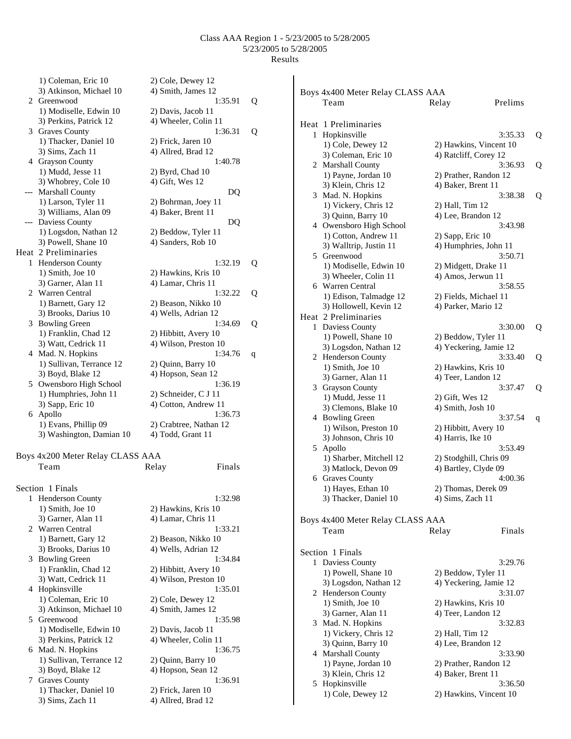Class AAA Region 1 - 5/23/2005 to 5/28/2005
5/23/2005 to 5/28/2005
Results

```
    1) Coleman, Eric 10            2) Cole, Dewey 12
    3) Atkinson, Michael 10        4) Smith, James 12
  2 Greenwood                                  1:35.91   Q
    1) Modiselle, Edwin 10         2) Davis, Jacob 11
    3) Perkins, Patrick 12         4) Wheeler, Colin 11
  3 Graves County                              1:36.31   Q
    1) Thacker, Daniel 10          2) Frick, Jaren 10
    3) Sims, Zach 11               4) Allred, Brad 12
  4 Grayson County                             1:40.78
    1) Mudd, Jesse 11              2) Byrd, Chad 10
    3) Whobrey, Cole 10            4) Gift, Wes 12
--- Marshall County                               DQ
    1) Larson, Tyler 11            2) Bohrman, Joey 11
    3) Williams, Alan 09           4) Baker, Brent 11
--- Daviess County                                DQ
    1) Logsdon, Nathan 12          2) Beddow, Tyler 11
    3) Powell, Shane 10            4) Sanders, Rob 10
Heat  2 Preliminaries
  1 Henderson County                           1:32.19   Q
    1) Smith, Joe 10               2) Hawkins, Kris 10
    3) Garner, Alan 11             4) Lamar, Chris 11
  2 Warren Central                             1:32.22   Q
    1) Barnett, Gary 12            2) Beason, Nikko 10
    3) Brooks, Darius 10           4) Wells, Adrian 12
  3 Bowling Green                              1:34.69   Q
    1) Franklin, Chad 12           2) Hibbitt, Avery 10
    3) Watt, Cedrick 11            4) Wilson, Preston 10
  4 Mad. N. Hopkins                            1:34.76   q
    1) Sullivan, Terrance 12       2) Quinn, Barry 10
    3) Boyd, Blake 12              4) Hopson, Sean 12
  5 Owensboro High School                      1:36.19
    1) Humphries, John 11          2) Schneider, C J 11
    3) Sapp, Eric 10               4) Cotton, Andrew 11
  6 Apollo                                     1:36.73
    1) Evans, Phillip 09           2) Crabtree, Nathan 12
    3) Washington, Damian 10       4) Todd, Grant 11
```

Boys 4x200 Meter Relay CLASS AAA

```
    Team                           Relay              Finals

Section  1 Finals
  1 Henderson County                           1:32.98
    1) Smith, Joe 10               2) Hawkins, Kris 10
    3) Garner, Alan 11             4) Lamar, Chris 11
  2 Warren Central                             1:33.21
    1) Barnett, Gary 12            2) Beason, Nikko 10
    3) Brooks, Darius 10           4) Wells, Adrian 12
  3 Bowling Green                              1:34.84
    1) Franklin, Chad 12           2) Hibbitt, Avery 10
    3) Watt, Cedrick 11            4) Wilson, Preston 10
  4 Hopkinsville                               1:35.01
    1) Coleman, Eric 10            2) Cole, Dewey 12
    3) Atkinson, Michael 10        4) Smith, James 12
  5 Greenwood                                  1:35.98
    1) Modiselle, Edwin 10         2) Davis, Jacob 11
    3) Perkins, Patrick 12         4) Wheeler, Colin 11
  6 Mad. N. Hopkins                            1:36.75
    1) Sullivan, Terrance 12       2) Quinn, Barry 10
    3) Boyd, Blake 12              4) Hopson, Sean 12
  7 Graves County                              1:36.91
    1) Thacker, Daniel 10          2) Frick, Jaren 10
    3) Sims, Zach 11               4) Allred, Brad 12
```

Boys 4x400 Meter Relay CLASS AAA

```
    Team                           Relay              Prelims

Heat  1 Preliminaries
  1 Hopkinsville                               3:35.33   Q
    1) Cole, Dewey 12              2) Hawkins, Vincent 10
    3) Coleman, Eric 10            4) Ratcliff, Corey 12
  2 Marshall County                            3:36.93   Q
    1) Payne, Jordan 10            2) Prather, Randon 12
    3) Klein, Chris 12             4) Baker, Brent 11
  3 Mad. N. Hopkins                            3:38.38   Q
    1) Vickery, Chris 12           2) Hall, Tim 12
    3) Quinn, Barry 10             4) Lee, Brandon 12
  4 Owensboro High School                      3:43.98
    1) Cotton, Andrew 11           2) Sapp, Eric 10
    3) Walltrip, Justin 11         4) Humphries, John 11
  5 Greenwood                                  3:50.71
    1) Modiselle, Edwin 10         2) Midgett, Drake 11
    3) Wheeler, Colin 11           4) Amos, Jerwun 11
  6 Warren Central                             3:58.55
    1) Edison, Talmadge 12         2) Fields, Michael 11
    3) Hollowell, Kevin 12         4) Parker, Mario 12
Heat  2 Preliminaries
  1 Daviess County                             3:30.00   Q
    1) Powell, Shane 10            2) Beddow, Tyler 11
    3) Logsdon, Nathan 12          4) Yeckering, Jamie 12
  2 Henderson County                           3:33.40   Q
    1) Smith, Joe 10               2) Hawkins, Kris 10
    3) Garner, Alan 11             4) Teer, Landon 12
  3 Grayson County                             3:37.47   Q
    1) Mudd, Jesse 11              2) Gift, Wes 12
    3) Clemons, Blake 10           4) Smith, Josh 10
  4 Bowling Green                              3:37.54   q
    1) Wilson, Preston 10          2) Hibbitt, Avery 10
    3) Johnson, Chris 10           4) Harris, Ike 10
  5 Apollo                                     3:53.49
    1) Sharber, Mitchell 12        2) Stodghill, Chris 09
    3) Matlock, Devon 09           4) Bartley, Clyde 09
  6 Graves County                              4:00.36
    1) Hayes, Ethan 10             2) Thomas, Derek 09
    3) Thacker, Daniel 10          4) Sims, Zach 11
```

Boys 4x400 Meter Relay CLASS AAA

```
    Team                           Relay              Finals

Section  1 Finals
  1 Daviess County                             3:29.76
    1) Powell, Shane 10            2) Beddow, Tyler 11
    3) Logsdon, Nathan 12          4) Yeckering, Jamie 12
  2 Henderson County                           3:31.07
    1) Smith, Joe 10               2) Hawkins, Kris 10
    3) Garner, Alan 11             4) Teer, Landon 12
  3 Mad. N. Hopkins                            3:32.83
    1) Vickery, Chris 12           2) Hall, Tim 12
    3) Quinn, Barry 10             4) Lee, Brandon 12
  4 Marshall County                            3:33.90
    1) Payne, Jordan 10            2) Prather, Randon 12
    3) Klein, Chris 12             4) Baker, Brent 11
  5 Hopkinsville                               3:36.50
    1) Cole, Dewey 12              2) Hawkins, Vincent 10
```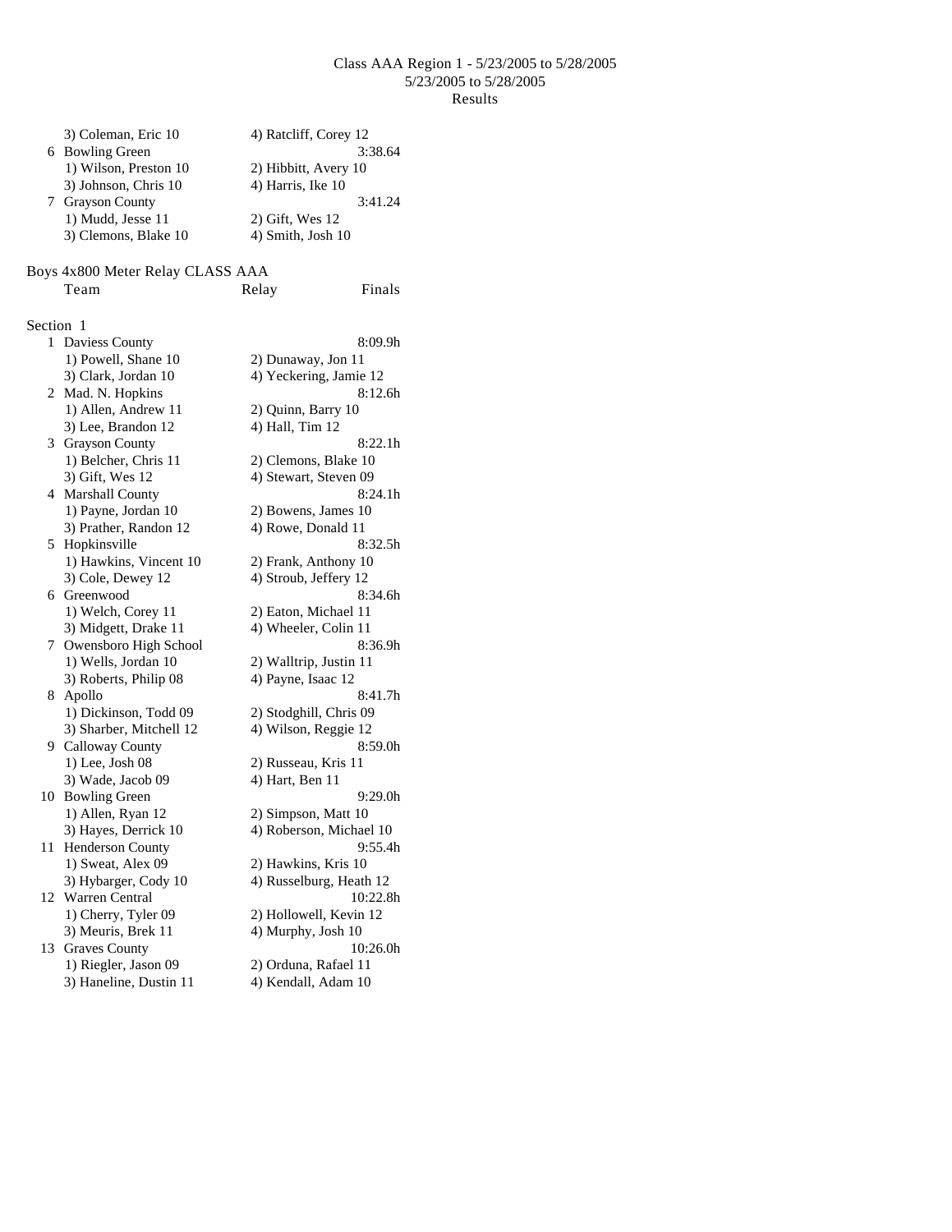3) Coleman, Eric 10 4) Ratcliff, Corey 12

6 Bowling Green 3:38.64

1) Wilson, Preston 10 2) Hibbitt, Avery 10

3) Johnson, Chris 10 4) Harris, Ike 10

7 Grayson County 3:41.24

1) Mudd, Jesse 11 2) Gift, Wes 12

3) Clemons, Blake 10 4) Smith, Josh 10

## Boys 4x800 Meter Relay CLASS AAA

| Team | Relay | Finals |
|---|---|---|

### Section 1

| | | | |
|---|---|---|---|
| 1 | Daviess County | | 8:09.9h |
| | 1) Powell, Shane 10 | 2) Dunaway, Jon 11 | |
| | 3) Clark, Jordan 10 | 4) Yeckering, Jamie 12 | |
| 2 | Mad. N. Hopkins | | 8:12.6h |
| | 1) Allen, Andrew 11 | 2) Quinn, Barry 10 | |
| | 3) Lee, Brandon 12 | 4) Hall, Tim 12 | |
| 3 | Grayson County | | 8:22.1h |
| | 1) Belcher, Chris 11 | 2) Clemons, Blake 10 | |
| | 3) Gift, Wes 12 | 4) Stewart, Steven 09 | |
| 4 | Marshall County | | 8:24.1h |
| | 1) Payne, Jordan 10 | 2) Bowens, James 10 | |
| | 3) Prather, Randon 12 | 4) Rowe, Donald 11 | |
| 5 | Hopkinsville | | 8:32.5h |
| | 1) Hawkins, Vincent 10 | 2) Frank, Anthony 10 | |
| | 3) Cole, Dewey 12 | 4) Stroub, Jeffery 12 | |
| 6 | Greenwood | | 8:34.6h |
| | 1) Welch, Corey 11 | 2) Eaton, Michael 11 | |
| | 3) Midgett, Drake 11 | 4) Wheeler, Colin 11 | |
| 7 | Owensboro High School | | 8:36.9h |
| | 1) Wells, Jordan 10 | 2) Walltrip, Justin 11 | |
| | 3) Roberts, Philip 08 | 4) Payne, Isaac 12 | |
| 8 | Apollo | | 8:41.7h |
| | 1) Dickinson, Todd 09 | 2) Stodghill, Chris 09 | |
| | 3) Sharber, Mitchell 12 | 4) Wilson, Reggie 12 | |
| 9 | Calloway County | | 8:59.0h |
| | 1) Lee, Josh 08 | 2) Russeau, Kris 11 | |
| | 3) Wade, Jacob 09 | 4) Hart, Ben 11 | |
| 10 | Bowling Green | | 9:29.0h |
| | 1) Allen, Ryan 12 | 2) Simpson, Matt 10 | |
| | 3) Hayes, Derrick 10 | 4) Roberson, Michael 10 | |
| 11 | Henderson County | | 9:55.4h |
| | 1) Sweat, Alex 09 | 2) Hawkins, Kris 10 | |
| | 3) Hybarger, Cody 10 | 4) Russelburg, Heath 12 | |
| 12 | Warren Central | | 10:22.8h |
| | 1) Cherry, Tyler 09 | 2) Hollowell, Kevin 12 | |
| | 3) Meuris, Brek 11 | 4) Murphy, Josh 10 | |
| 13 | Graves County | | 10:26.0h |
| | 1) Riegler, Jason 09 | 2) Orduna, Rafael 11 | |
| | 3) Haneline, Dustin 11 | 4) Kendall, Adam 10 | |